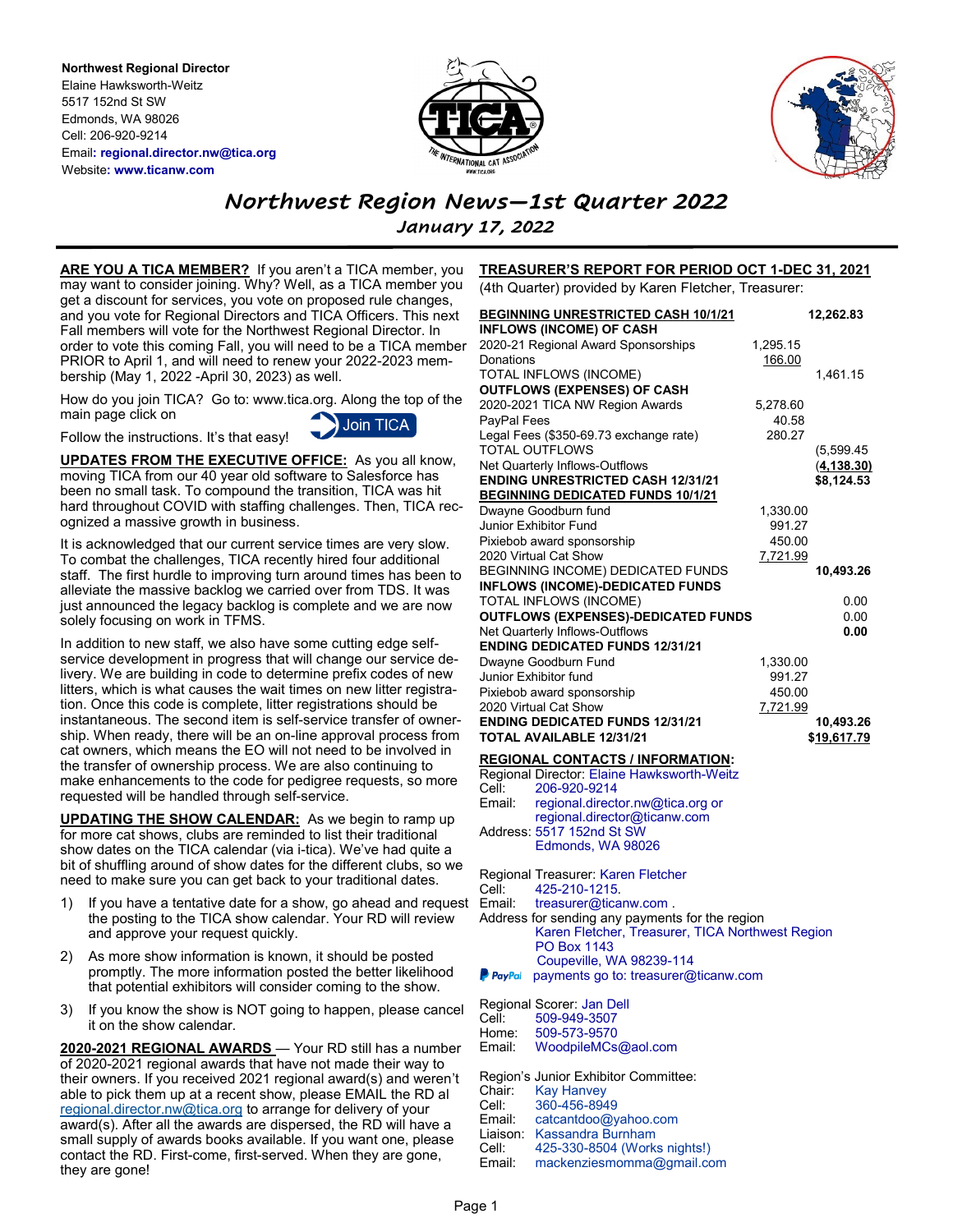**Northwest Regional Director**
Elaine Hawksworth-Weitz
5517 152nd St SW
Edmonds, WA 98026
Cell: 206-920-9214
Email: **regional.director.nw@tica.org**
Website: **www.ticanw.com**

# Northwest Region News—1st Quarter 2022

## January 17, 2022

**ARE YOU A TICA MEMBER?** If you aren't a TICA member, you may want to consider joining. Why? Well, as a TICA member you get a discount for services, you vote on proposed rule changes, and you vote for Regional Directors and TICA Officers. This next Fall members will vote for the Northwest Regional Director. In order to vote this coming Fall, you will need to be a TICA member PRIOR to April 1, and will need to renew your 2022-2023 membership (May 1, 2022 -April 30, 2023) as well.

How do you join TICA? Go to: www.tica.org. Along the top of the main page click on Join TICA

Follow the instructions. It's that easy!

**UPDATES FROM THE EXECUTIVE OFFICE:** As you all know, moving TICA from our 40 year old software to Salesforce has been no small task. To compound the transition, TICA was hit hard throughout COVID with staffing challenges. Then, TICA recognized a massive growth in business.

It is acknowledged that our current service times are very slow. To combat the challenges, TICA recently hired four additional staff. The first hurdle to improving turn around times has been to alleviate the massive backlog we carried over from TDS. It was just announced the legacy backlog is complete and we are now solely focusing on work in TFMS.

In addition to new staff, we also have some cutting edge self-service development in progress that will change our service delivery. We are building in code to determine prefix codes of new litters, which is what causes the wait times on new litter registration. Once this code is complete, litter registrations should be instantaneous. The second item is self-service transfer of ownership. When ready, there will be an on-line approval process from cat owners, which means the EO will not need to be involved in the transfer of ownership process. We are also continuing to make enhancements to the code for pedigree requests, so more requested will be handled through self-service.

**UPDATING THE SHOW CALENDAR:** As we begin to ramp up for more cat shows, clubs are reminded to list their traditional show dates on the TICA calendar (via i-tica). We've had quite a bit of shuffling around of show dates for the different clubs, so we need to make sure you can get back to your traditional dates.

1) If you have a tentative date for a show, go ahead and request the posting to the TICA show calendar. Your RD will review and approve your request quickly.
2) As more show information is known, it should be posted promptly. The more information posted the better likelihood that potential exhibitors will consider coming to the show.
3) If you know the show is NOT going to happen, please cancel it on the show calendar.

**2020-2021 REGIONAL AWARDS** — Your RD still has a number of 2020-2021 regional awards that have not made their way to their owners. If you received 2021 regional award(s) and weren't able to pick them up at a recent show, please EMAIL the RD al regional.director.nw@tica.org to arrange for delivery of your award(s). After all the awards are dispersed, the RD will have a small supply of awards books available. If you want one, please contact the RD. First-come, first-served. When they are gone, they are gone!

**TREASURER'S REPORT FOR PERIOD OCT 1-DEC 31, 2021**

(4th Quarter) provided by Karen Fletcher, Treasurer:

| | | |
|---|---|---|
| **BEGINNING UNRESTRICTED CASH 10/1/21** | | **12,262.83** |
| **INFLOWS (INCOME) OF CASH** | | |
| 2020-21 Regional Award Sponsorships | 1,295.15 | |
| Donations | 166.00 | |
| TOTAL INFLOWS (INCOME) | | 1,461.15 |
| **OUTFLOWS (EXPENSES) OF CASH** | | |
| 2020-2021 TICA NW Region Awards | 5,278.60 | |
| PayPal Fees | 40.58 | |
| Legal Fees ($350-69.73 exchange rate) | 280.27 | |
| TOTAL OUTFLOWS | | (5,599.45 |
| Net Quarterly Inflows-Outflows | | (**4,138.30**) |
| **ENDING UNRESTRICTED CASH 12/31/21** | | **$8,124.53** |
| **BEGINNING DEDICATED FUNDS 10/1/21** | | |
| Dwayne Goodburn fund | 1,330.00 | |
| Junior Exhibitor Fund | 991.27 | |
| Pixiebob award sponsorship | 450.00 | |
| 2020 Virtual Cat Show | 7,721.99 | |
| BEGINNING INCOME) DEDICATED FUNDS | | **10,493.26** |
| **INFLOWS (INCOME)-DEDICATED FUNDS** | | |
| TOTAL INFLOWS (INCOME) | | 0.00 |
| **OUTFLOWS (EXPENSES)-DEDICATED FUNDS** | | 0.00 |
| Net Quarterly Inflows-Outflows | | **0.00** |
| **ENDING DEDICATED FUNDS 12/31/21** | | |
| Dwayne Goodburn Fund | 1,330.00 | |
| Junior Exhibitor fund | 991.27 | |
| Pixiebob award sponsorship | 450.00 | |
| 2020 Virtual Cat Show | 7,721.99 | |
| **ENDING DEDICATED FUNDS 12/31/21** | | **10,493.26** |
| **TOTAL AVAILABLE 12/31/21** | | **$19,617.79** |

**REGIONAL CONTACTS / INFORMATION:**

Regional Director: Elaine Hawksworth-Weitz
Cell: 206-920-9214
Email: regional.director.nw@tica.org or regional.director@ticanw.com
Address: 5517 152nd St SW
Edmonds, WA 98026

Regional Treasurer: Karen Fletcher
Cell: 425-210-1215.
Email: treasurer@ticanw.com .
Address for sending any payments for the region
Karen Fletcher, Treasurer, TICA Northwest Region
PO Box 1143
Coupeville, WA 98239-114
PayPal payments go to: treasurer@ticanw.com

Regional Scorer: Jan Dell
Cell: 509-949-3507
Home: 509-573-9570
Email: WoodpileMCs@aol.com

Region's Junior Exhibitor Committee:
Chair: Kay Hanvey
Cell: 360-456-8949
Email: catcantdoo@yahoo.com
Liaison: Kassandra Burnham
Cell: 425-330-8504 (Works nights!)
Email: mackenziesmomma@gmail.com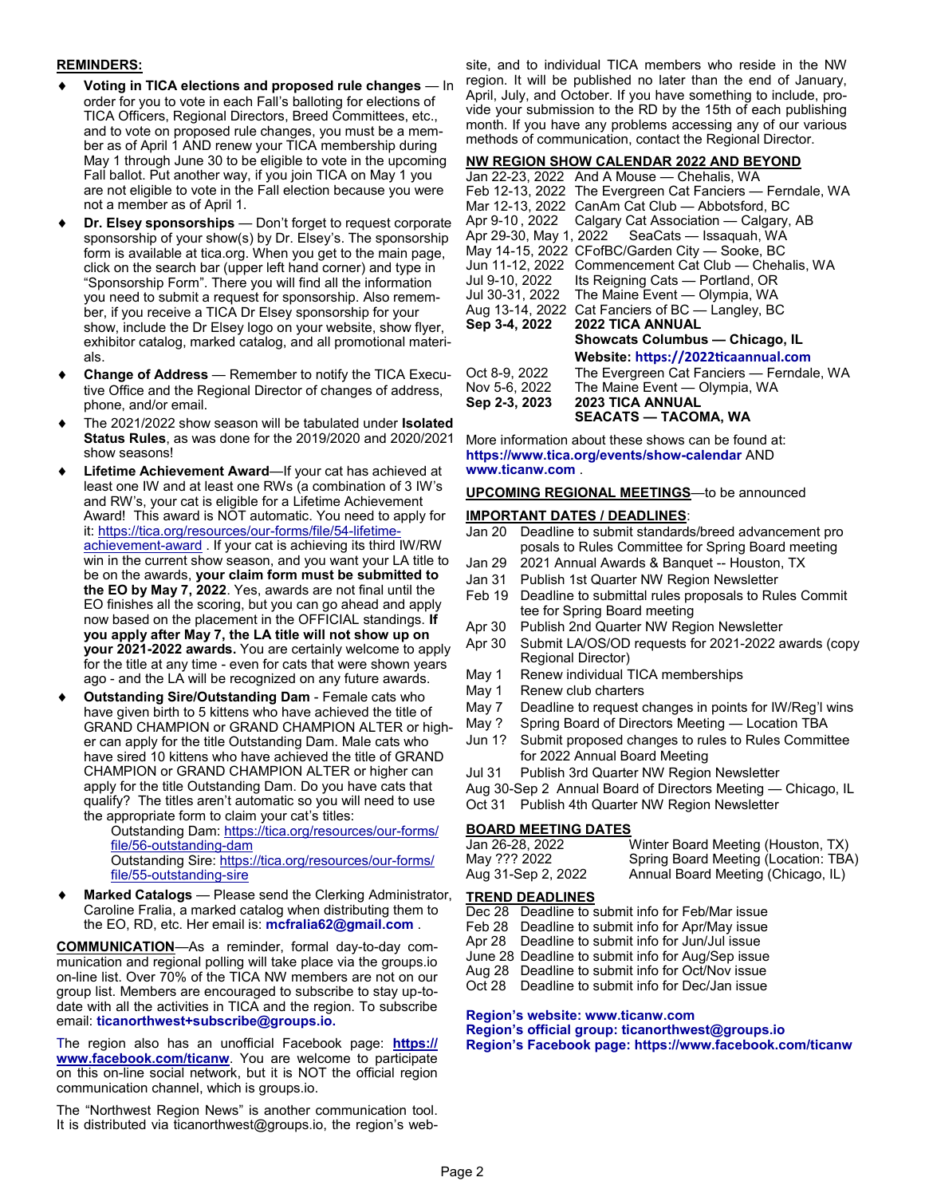**REMINDERS:**

- **Voting in TICA elections and proposed rule changes** — In order for you to vote in each Fall's balloting for elections of TICA Officers, Regional Directors, Breed Committees, etc., and to vote on proposed rule changes, you must be a member as of April 1 AND renew your TICA membership during May 1 through June 30 to be eligible to vote in the upcoming Fall ballot. Put another way, if you join TICA on May 1 you are not eligible to vote in the Fall election because you were not a member as of April 1.
- **Dr. Elsey sponsorships** — Don't forget to request corporate sponsorship of your show(s) by Dr. Elsey's. The sponsorship form is available at tica.org. When you get to the main page, click on the search bar (upper left hand corner) and type in "Sponsorship Form". There you will find all the information you need to submit a request for sponsorship. Also remember, if you receive a TICA Dr Elsey sponsorship for your show, include the Dr Elsey logo on your website, show flyer, exhibitor catalog, marked catalog, and all promotional materials.
- **Change of Address** — Remember to notify the TICA Executive Office and the Regional Director of changes of address, phone, and/or email.
- The 2021/2022 show season will be tabulated under **Isolated Status Rules**, as was done for the 2019/2020 and 2020/2021 show seasons!
- **Lifetime Achievement Award**—If your cat has achieved at least one IW and at least one RWs (a combination of 3 IW's and RW's, your cat is eligible for a Lifetime Achievement Award! This award is NOT automatic. You need to apply for it: https://tica.org/resources/our-forms/file/54-lifetime-achievement-award . If your cat is achieving its third IW/RW win in the current show season, and you want your LA title to be on the awards, **your claim form must be submitted to the EO by May 7, 2022**. Yes, awards are not final until the EO finishes all the scoring, but you can go ahead and apply now based on the placement in the OFFICIAL standings. **If you apply after May 7, the LA title will not show up on your 2021-2022 awards.** You are certainly welcome to apply for the title at any time - even for cats that were shown years ago - and the LA will be recognized on any future awards.
- **Outstanding Sire/Outstanding Dam** - Female cats who have given birth to 5 kittens who have achieved the title of GRAND CHAMPION or GRAND CHAMPION ALTER or higher can apply for the title Outstanding Dam. Male cats who have sired 10 kittens who have achieved the title of GRAND CHAMPION or GRAND CHAMPION ALTER or higher can apply for the title Outstanding Dam. Do you have cats that qualify? The titles aren't automatic so you will need to use the appropriate form to claim your cat's titles:
  Outstanding Dam: https://tica.org/resources/our-forms/file/56-outstanding-dam
  Outstanding Sire: https://tica.org/resources/our-forms/file/55-outstanding-sire
- **Marked Catalogs** — Please send the Clerking Administrator, Caroline Fralia, a marked catalog when distributing them to the EO, RD, etc. Her email is: **mcfralia62@gmail.com** .

**COMMUNICATION**—As a reminder, formal day-to-day communication and regional polling will take place via the groups.io on-line list. Over 70% of the TICA NW members are not on our group list. Members are encouraged to subscribe to stay up-to-date with all the activities in TICA and the region. To subscribe email: **ticanorthwest+subscribe@groups.io.**

The region also has an unofficial Facebook page: **https://www.facebook.com/ticanw**. You are welcome to participate on this on-line social network, but it is NOT the official region communication channel, which is groups.io.

The "Northwest Region News" is another communication tool. It is distributed via ticanorthwest@groups.io, the region's website, and to individual TICA members who reside in the NW region. It will be published no later than the end of January, April, July, and October. If you have something to include, provide your submission to the RD by the 15th of each publishing month. If you have any problems accessing any of our various methods of communication, contact the Regional Director.

**NW REGION SHOW CALENDAR 2022 AND BEYOND**

| | |
|---|---|
| Jan 22-23, 2022 | And A Mouse — Chehalis, WA |
| Feb 12-13, 2022 | The Evergreen Cat Fanciers — Ferndale, WA |
| Mar 12-13, 2022 | CanAm Cat Club — Abbotsford, BC |
| Apr 9-10 , 2022 | Calgary Cat Association — Calgary, AB |
| Apr 29-30, May 1, 2022 | SeaCats — Issaquah, WA |
| May 14-15, 2022 | CFofBC/Garden City — Sooke, BC |
| Jun 11-12, 2022 | Commencement Cat Club — Chehalis, WA |
| Jul 9-10, 2022 | Its Reigning Cats — Portland, OR |
| Jul 30-31, 2022 | The Maine Event — Olympia, WA |
| Aug 13-14, 2022 | Cat Fanciers of BC — Langley, BC |
| **Sep 3-4, 2022** | **2022 TICA ANNUAL Showcats Columbus — Chicago, IL Website: https://2022ticaannual.com** |
| Oct 8-9, 2022 | The Evergreen Cat Fanciers — Ferndale, WA |
| Nov 5-6, 2022 | The Maine Event — Olympia, WA |
| **Sep 2-3, 2023** | **2023 TICA ANNUAL SEACATS — TACOMA, WA** |

More information about these shows can be found at: **https://www.tica.org/events/show-calendar** AND **www.ticanw.com** .

**UPCOMING REGIONAL MEETINGS**—to be announced

**IMPORTANT DATES / DEADLINES**:

| | |
|---|---|
| Jan 20 | Deadline to submit standards/breed advancement proposals to Rules Committee for Spring Board meeting |
| Jan 29 | 2021 Annual Awards & Banquet -- Houston, TX |
| Jan 31 | Publish 1st Quarter NW Region Newsletter |
| Feb 19 | Deadline to submittal rules proposals to Rules Committee for Spring Board meeting |
| Apr 30 | Publish 2nd Quarter NW Region Newsletter |
| Apr 30 | Submit LA/OS/OD requests for 2021-2022 awards (copy Regional Director) |
| May 1 | Renew individual TICA memberships |
| May 1 | Renew club charters |
| May 7 | Deadline to request changes in points for IW/Reg'l wins |
| May ? | Spring Board of Directors Meeting — Location TBA |
| Jun 1? | Submit proposed changes to rules to Rules Committee for 2022 Annual Board Meeting |
| Jul 31 | Publish 3rd Quarter NW Region Newsletter |
| Aug 30-Sep 2 | Annual Board of Directors Meeting — Chicago, IL |
| Oct 31 | Publish 4th Quarter NW Region Newsletter |

**BOARD MEETING DATES**

| | |
|---|---|
| Jan 26-28, 2022 | Winter Board Meeting (Houston, TX) |
| May ??? 2022 | Spring Board Meeting (Location: TBA) |
| Aug 31-Sep 2, 2022 | Annual Board Meeting (Chicago, IL) |

**TREND DEADLINES**

| | |
|---|---|
| Dec 28 | Deadline to submit info for Feb/Mar issue |
| Feb 28 | Deadline to submit info for Apr/May issue |
| Apr 28 | Deadline to submit info for Jun/Jul issue |
| June 28 | Deadline to submit info for Aug/Sep issue |
| Aug 28 | Deadline to submit info for Oct/Nov issue |
| Oct 28 | Deadline to submit info for Dec/Jan issue |

**Region's website: www.ticanw.com**
**Region's official group: ticanorthwest@groups.io**
**Region's Facebook page: https://www.facebook.com/ticanw**